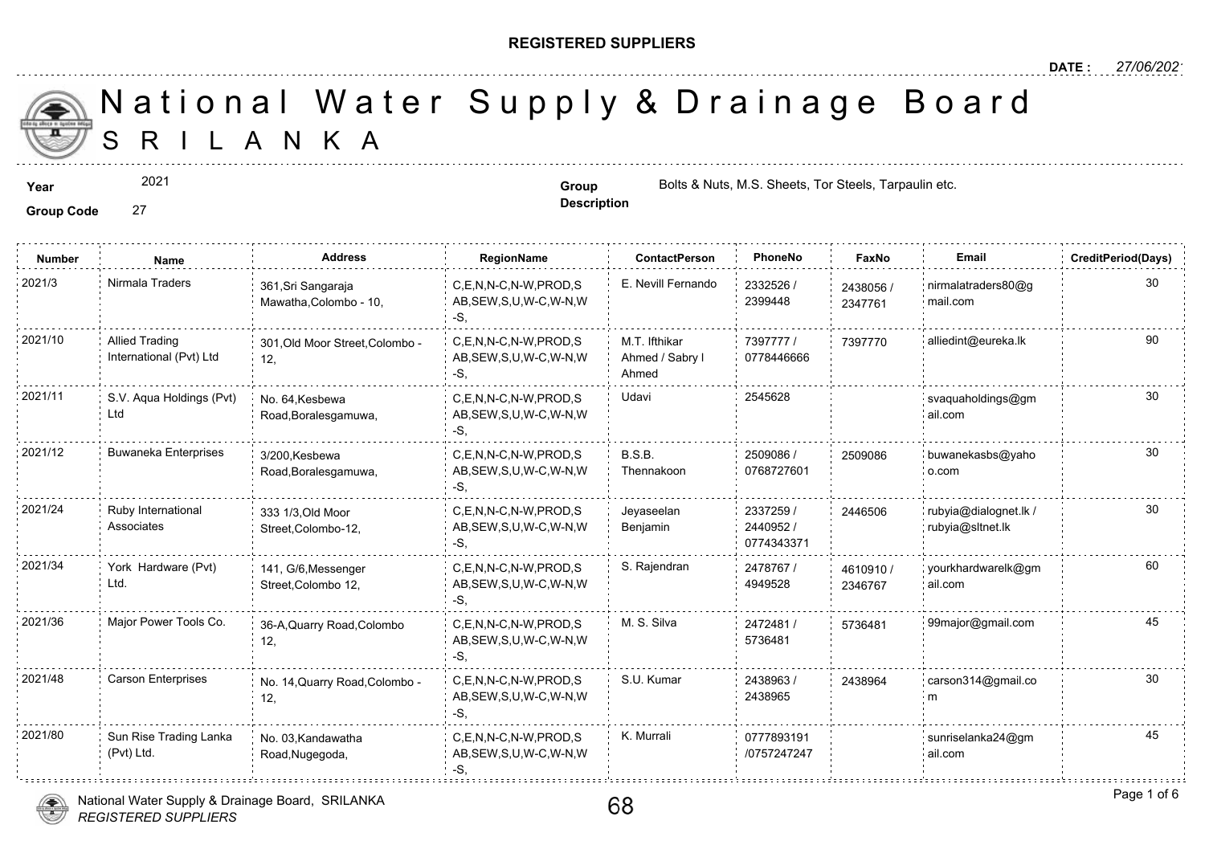**REGISTERED SUPPLIERS**

**DATE :** 27/06/2021

# National Water Supply & Drainage Board
## SRILANKA

**Year** 2021

**Group Code** 27

**Group Description** Bolts & Nuts, M.S. Sheets, Tor Steels, Tarpaulin etc.

| Number | Name | Address | RegionName | ContactPerson | PhoneNo | FaxNo | Email | CreditPeriod(Days) |
|---|---|---|---|---|---|---|---|---|
| 2021/3 | Nirmala Traders | 361,Sri Sangaraja Mawatha,Colombo - 10, | C,E,N,N-C,N-W,PROD,SAB,SEW,S,U,W-C,W-N,W-S, | E. Nevill Fernando | 2332526 / 2399448 | 2438056 / 2347761 | nirmalatraders80@gmail.com | 30 |
| 2021/10 | Allied Trading International (Pvt) Ltd | 301,Old Moor Street,Colombo - 12, | C,E,N,N-C,N-W,PROD,SAB,SEW,S,U,W-C,W-N,W-S, | M.T. Ifthikar Ahmed / Sabry I Ahmed | 7397777 / 0778446666 | 7397770 | alliedint@eureka.lk | 90 |
| 2021/11 | S.V. Aqua Holdings (Pvt) Ltd | No. 64,Kesbewa Road,Boralesgamuwa, | C,E,N,N-C,N-W,PROD,SAB,SEW,S,U,W-C,W-N,W-S, | Udavi | 2545628 | | svaquaholdings@gmail.com | 30 |
| 2021/12 | Buwaneka Enterprises | 3/200,Kesbewa Road,Boralesgamuwa, | C,E,N,N-C,N-W,PROD,SAB,SEW,S,U,W-C,W-N,W-S, | B.S.B. Thennakoon | 2509086 / 0768727601 | 2509086 | buwanekasbs@yahoo.com | 30 |
| 2021/24 | Ruby International Associates | 333 1/3,Old Moor Street,Colombo-12, | C,E,N,N-C,N-W,PROD,SAB,SEW,S,U,W-C,W-N,W-S, | Jeyaseelan Benjamin | 2337259 / 2440952 / 0774343371 | 2446506 | rubyia@dialognet.lk / rubyia@sltnet.lk | 30 |
| 2021/34 | York Hardware (Pvt) Ltd. | 141, G/6,Messenger Street,Colombo 12, | C,E,N,N-C,N-W,PROD,SAB,SEW,S,U,W-C,W-N,W-S, | S. Rajendran | 2478767 / 4949528 | 4610910 / 2346767 | yourkhardwarelk@gmail.com | 60 |
| 2021/36 | Major Power Tools Co. | 36-A,Quarry Road,Colombo 12, | C,E,N,N-C,N-W,PROD,SAB,SEW,S,U,W-C,W-N,W-S, | M. S. Silva | 2472481 / 5736481 | 5736481 | 99major@gmail.com | 45 |
| 2021/48 | Carson Enterprises | No. 14,Quarry Road,Colombo - 12, | C,E,N,N-C,N-W,PROD,SAB,SEW,S,U,W-C,W-N,W-S, | S.U. Kumar | 2438963 / 2438965 | 2438964 | carson314@gmail.com | 30 |
| 2021/80 | Sun Rise Trading Lanka (Pvt) Ltd. | No. 03,Kandawatha Road,Nugegoda, | C,E,N,N-C,N-W,PROD,SAB,SEW,S,U,W-C,W-N,W-S, | K. Murrali | 0777893191 /0757247247 | | sunriselanka24@gmail.com | 45 |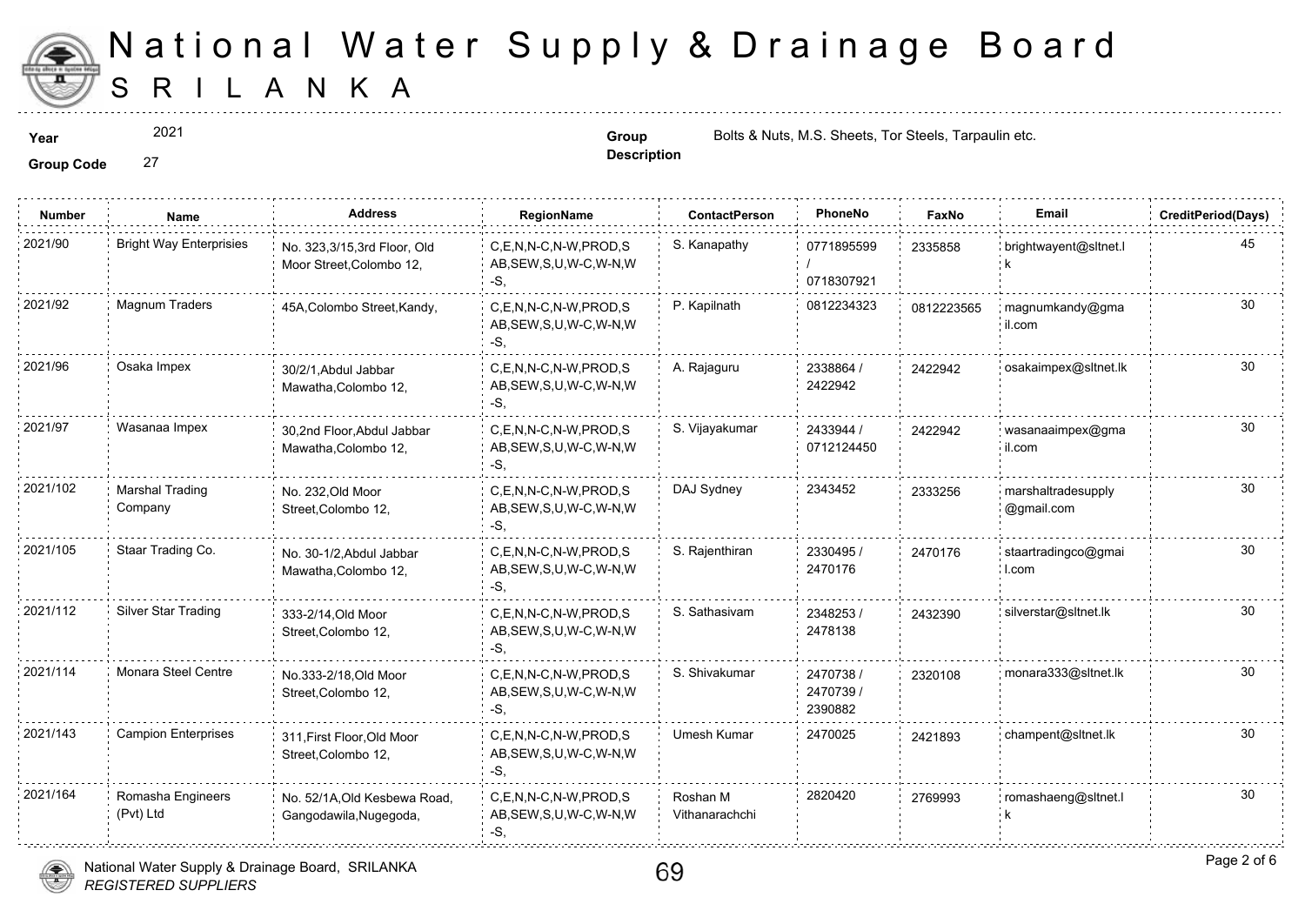# National Water Supply & Drainage Board
# SRILANKA

**Year** 2021

**Group Code** 27

**Group Description** Bolts & Nuts, M.S. Sheets, Tor Steels, Tarpaulin etc.

| Number | Name | Address | RegionName | ContactPerson | PhoneNo | FaxNo | Email | CreditPeriod(Days) |
|---|---|---|---|---|---|---|---|---|
| 2021/90 | Bright Way Enterprisies | No. 323,3/15,3rd Floor, Old Moor Street,Colombo 12, | C,E,N,N-C,N-W,PROD,SAB,SEW,S,U,W-C,W-N,W-S, | S. Kanapathy | 0771895599 / 0718307921 | 2335858 | brightwayent@sltnet.lk | 45 |
| 2021/92 | Magnum Traders | 45A,Colombo Street,Kandy, | C,E,N,N-C,N-W,PROD,SAB,SEW,S,U,W-C,W-N,W-S, | P. Kapilnath | 0812234323 | 0812223565 | magnumkandy@gmail.com | 30 |
| 2021/96 | Osaka Impex | 30/2/1,Abdul Jabbar Mawatha,Colombo 12, | C,E,N,N-C,N-W,PROD,SAB,SEW,S,U,W-C,W-N,W-S, | A. Rajaguru | 2338864 / 2422942 | 2422942 | osakaimpex@sltnet.lk | 30 |
| 2021/97 | Wasanaa Impex | 30,2nd Floor,Abdul Jabbar Mawatha,Colombo 12, | C,E,N,N-C,N-W,PROD,SAB,SEW,S,U,W-C,W-N,W-S, | S. Vijayakumar | 2433944 / 0712124450 | 2422942 | wasanaaimpex@gmail.com | 30 |
| 2021/102 | Marshal Trading Company | No. 232,Old Moor Street,Colombo 12, | C,E,N,N-C,N-W,PROD,SAB,SEW,S,U,W-C,W-N,W-S, | DAJ Sydney | 2343452 | 2333256 | marshaltradesupply@gmail.com | 30 |
| 2021/105 | Staar Trading Co. | No. 30-1/2,Abdul Jabbar Mawatha,Colombo 12, | C,E,N,N-C,N-W,PROD,SAB,SEW,S,U,W-C,W-N,W-S, | S. Rajenthiran | 2330495 / 2470176 | 2470176 | staartradingco@gmail.com | 30 |
| 2021/112 | Silver Star Trading | 333-2/14,Old Moor Street,Colombo 12, | C,E,N,N-C,N-W,PROD,SAB,SEW,S,U,W-C,W-N,W-S, | S. Sathasivam | 2348253 / 2478138 | 2432390 | silverstar@sltnet.lk | 30 |
| 2021/114 | Monara Steel Centre | No.333-2/18,Old Moor Street,Colombo 12, | C,E,N,N-C,N-W,PROD,SAB,SEW,S,U,W-C,W-N,W-S, | S. Shivakumar | 2470738 / 2470739 / 2390882 | 2320108 | monara333@sltnet.lk | 30 |
| 2021/143 | Campion Enterprises | 311,First Floor,Old Moor Street,Colombo 12, | C,E,N,N-C,N-W,PROD,SAB,SEW,S,U,W-C,W-N,W-S, | Umesh Kumar | 2470025 | 2421893 | champent@sltnet.lk | 30 |
| 2021/164 | Romasha Engineers (Pvt) Ltd | No. 52/1A,Old Kesbewa Road, Gangodawila,Nugegoda, | C,E,N,N-C,N-W,PROD,SAB,SEW,S,U,W-C,W-N,W-S, | Roshan M Vithanarachchi | 2820420 | 2769993 | romashaeng@sltnet.lk | 30 |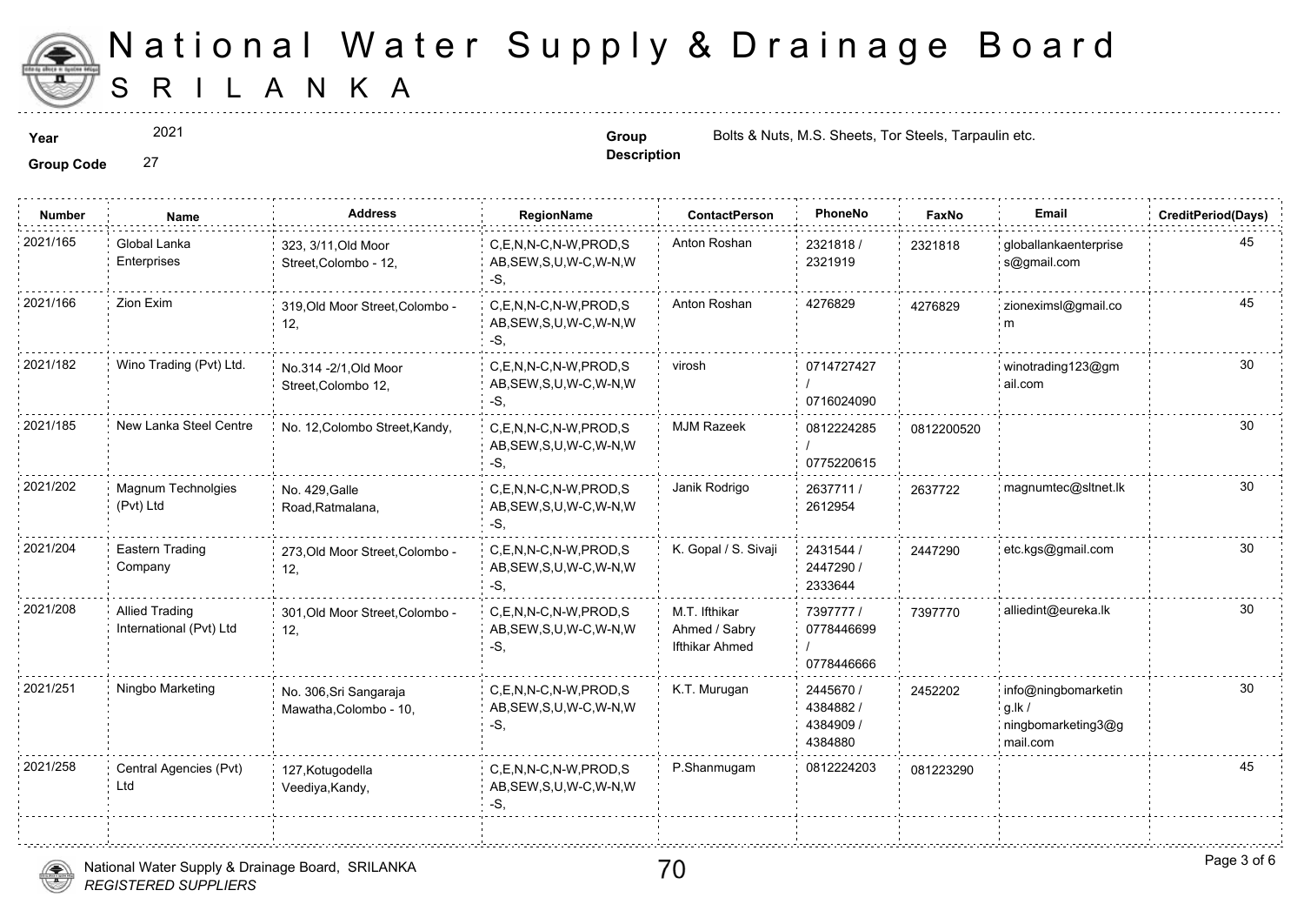# National Water Supply & Drainage Board
## SRI LANKA

**Year** 2021

**Group Code** 27

**Group Description** Bolts & Nuts, M.S. Sheets, Tor Steels, Tarpaulin etc.

| Number | Name | Address | RegionName | ContactPerson | PhoneNo | FaxNo | Email | CreditPeriod(Days) |
|---|---|---|---|---|---|---|---|---|
| 2021/165 | Global Lanka Enterprises | 323, 3/11,Old Moor Street,Colombo - 12, | C,E,N,N-C,N-W,PROD,SAB,SEW,S,U,W-C,W-N,W-S, | Anton Roshan | 2321818 / 2321919 | 2321818 | globallankaenterprises@gmail.com | 45 |
| 2021/166 | Zion Exim | 319,Old Moor Street,Colombo - 12, | C,E,N,N-C,N-W,PROD,SAB,SEW,S,U,W-C,W-N,W-S, | Anton Roshan | 4276829 | 4276829 | zioneximsl@gmail.com | 45 |
| 2021/182 | Wino Trading (Pvt) Ltd. | No.314 -2/1,Old Moor Street,Colombo 12, | C,E,N,N-C,N-W,PROD,SAB,SEW,S,U,W-C,W-N,W-S, | virosh | 0714727427 / 0716024090 | | winotrading123@gmail.com | 30 |
| 2021/185 | New Lanka Steel Centre | No. 12,Colombo Street,Kandy, | C,E,N,N-C,N-W,PROD,SAB,SEW,S,U,W-C,W-N,W-S, | MJM Razeek | 0812224285 / 0775220615 | 0812200520 | | 30 |
| 2021/202 | Magnum Technolgies (Pvt) Ltd | No. 429,Galle Road,Ratmalana, | C,E,N,N-C,N-W,PROD,SAB,SEW,S,U,W-C,W-N,W-S, | Janik Rodrigo | 2637711 / 2612954 | 2637722 | magnumtec@sltnet.lk | 30 |
| 2021/204 | Eastern Trading Company | 273,Old Moor Street,Colombo - 12, | C,E,N,N-C,N-W,PROD,SAB,SEW,S,U,W-C,W-N,W-S, | K. Gopal / S. Sivaji | 2431544 / 2447290 / 2333644 | 2447290 | etc.kgs@gmail.com | 30 |
| 2021/208 | Allied Trading International (Pvt) Ltd | 301,Old Moor Street,Colombo - 12, | C,E,N,N-C,N-W,PROD,SAB,SEW,S,U,W-C,W-N,W-S, | M.T. Ifthikar Ahmed / Sabry Ifthikar Ahmed | 7397777 / 0778446699 / 0778446666 | 7397770 | alliedint@eureka.lk | 30 |
| 2021/251 | Ningbo Marketing | No. 306,Sri Sangaraja Mawatha,Colombo - 10, | C,E,N,N-C,N-W,PROD,SAB,SEW,S,U,W-C,W-N,W-S, | K.T. Murugan | 2445670 / 4384882 / 4384909 / 4384880 | 2452202 | info@ningbomarketing.lk / ningbomarketing3@gmail.com | 30 |
| 2021/258 | Central Agencies (Pvt) Ltd | 127,Kotugodella Veediya,Kandy, | C,E,N,N-C,N-W,PROD,SAB,SEW,S,U,W-C,W-N,W-S, | P.Shanmugam | 0812224203 | 081223290 | | 45 |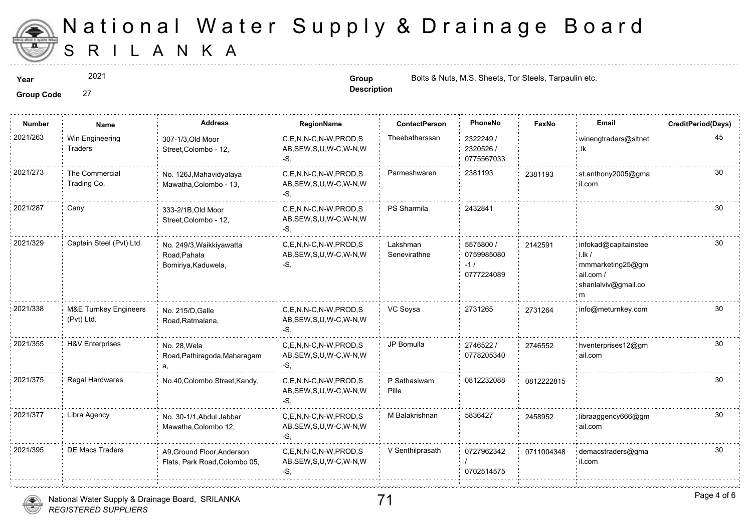# National Water Supply & Drainage Board
## SRILANKA

**Year** 2021

**Group Code** 27

**Group Description** Bolts & Nuts, M.S. Sheets, Tor Steels, Tarpaulin etc.

| Number | Name | Address | RegionName | ContactPerson | PhoneNo | FaxNo | Email | CreditPeriod(Days) |
|---|---|---|---|---|---|---|---|---|
| 2021/263 | Win Engineering Traders | 307-1/3,Old Moor Street,Colombo - 12, | C,E,N,N-C,N-W,PROD,SAB,SEW,S,U,W-C,W-N,W-S, | Theebatharssan | 2322249 / 2320526 / 0775567033 | | winengtraders@sltnet.lk | 45 |
| 2021/273 | The Commercial Trading Co. | No. 126J,Mahavidyalaya Mawatha,Colombo - 13, | C,E,N,N-C,N-W,PROD,SAB,SEW,S,U,W-C,W-N,W-S, | Parmeshwaren | 2381193 | 2381193 | st.anthony2005@gmail.com | 30 |
| 2021/287 | Cany | 333-2/1B,Old Moor Street,Colombo - 12, | C,E,N,N-C,N-W,PROD,SAB,SEW,S,U,W-C,W-N,W-S, | PS Sharmila | 2432841 | | | 30 |
| 2021/329 | Captain Steel (Pvt) Ltd. | No. 249/3,Waikkiyawatta Road,Pahala Bomiriya,Kaduwela, | C,E,N,N-C,N-W,PROD,SAB,SEW,S,U,W-C,W-N,W-S, | Lakshman Senevirathne | 5575800 / 0759985080-1 / 0777224089 | 2142591 | infokad@capitainsteel.lk / mmmarketing25@gmail.com / shanlalviv@gmail.com | 30 |
| 2021/338 | M&E Turnkey Engineers (Pvt) Ltd. | No. 215/D,Galle Road,Ratmalana, | C,E,N,N-C,N-W,PROD,SAB,SEW,S,U,W-C,W-N,W-S, | VC Soysa | 2731265 | 2731264 | info@meturnkey.com | 30 |
| 2021/355 | H&V Enterprises | No. 28,Wela Road,Pathiragoda,Maharagama, | C,E,N,N-C,N-W,PROD,SAB,SEW,S,U,W-C,W-N,W-S, | JP Bomulla | 2746522 / 0778205340 | 2746552 | hventerprises12@gmail.com | 30 |
| 2021/375 | Regal Hardwares | No.40,Colombo Street,Kandy, | C,E,N,N-C,N-W,PROD,SAB,SEW,S,U,W-C,W-N,W-S, | P Sathasiwam Pille | 0812232088 | 0812222815 | | 30 |
| 2021/377 | Libra Agency | No. 30-1/1,Abdul Jabbar Mawatha,Colombo 12, | C,E,N,N-C,N-W,PROD,SAB,SEW,S,U,W-C,W-N,W-S, | M Balakrishnan | 5836427 | 2458952 | libraaggency666@gmail.com | 30 |
| 2021/395 | DE Macs Traders | A9,Ground Floor,Anderson Flats, Park Road,Colombo 05, | C,E,N,N-C,N-W,PROD,SAB,SEW,S,U,W-C,W-N,W-S, | V Senthilprasath | 0727962342 / 0702514575 | 0711004348 | demacstraders@gmail.com | 30 |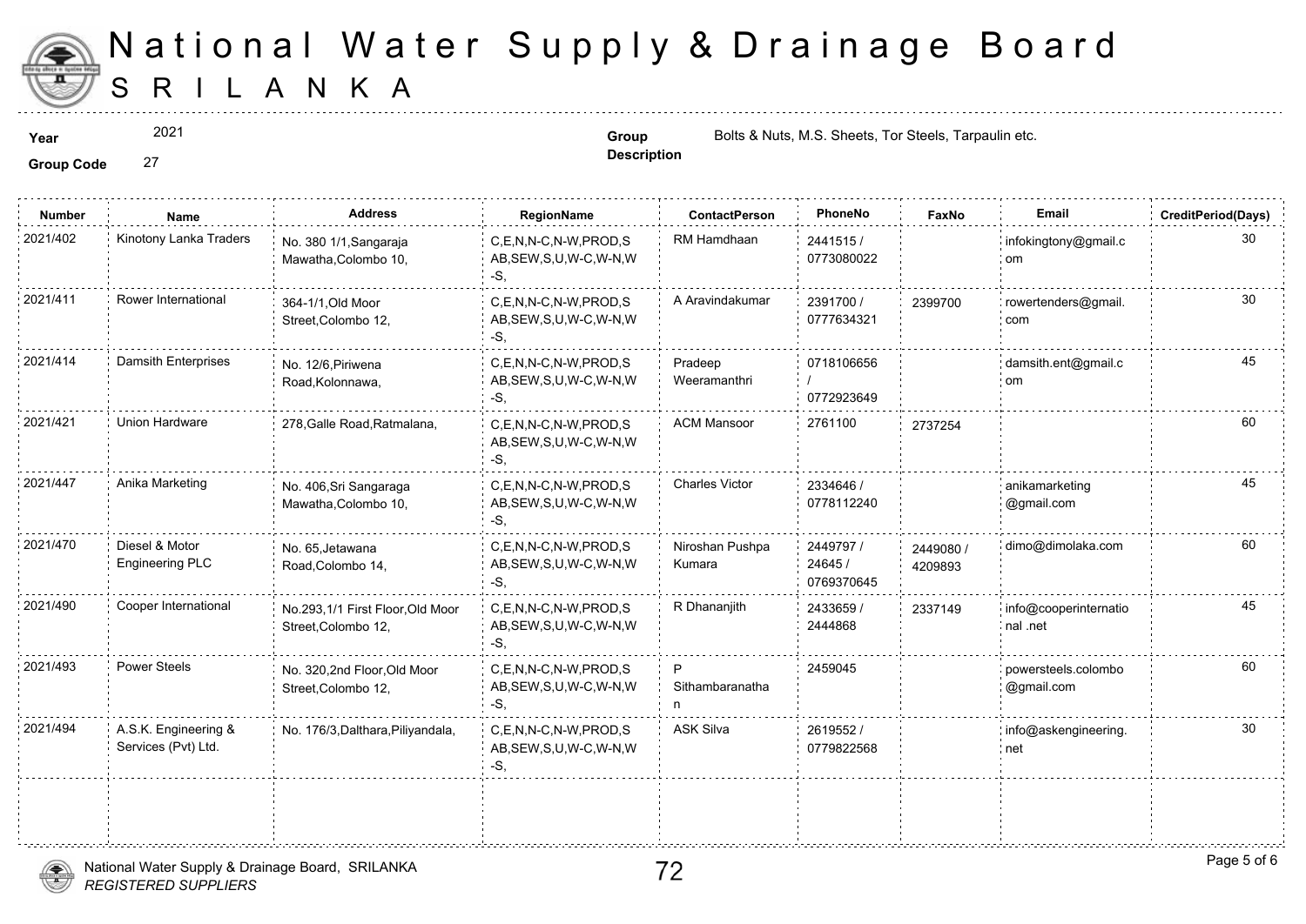# National Water Supply & Drainage Board
## SRILANKA

**Year** 2021

**Group Code** 27

**Group Description** Bolts & Nuts, M.S. Sheets, Tor Steels, Tarpaulin etc.

| Number | Name | Address | RegionName | ContactPerson | PhoneNo | FaxNo | Email | CreditPeriod(Days) |
|---|---|---|---|---|---|---|---|---|
| 2021/402 | Kinotony Lanka Traders | No. 380 1/1,Sangaraja Mawatha,Colombo 10, | C,E,N,N-C,N-W,PROD,SAB,SEW,S,U,W-C,W-N,W-S, | RM Hamdhaan | 2441515 / 0773080022 | | infokingtony@gmail.com | 30 |
| 2021/411 | Rower International | 364-1/1,Old Moor Street,Colombo 12, | C,E,N,N-C,N-W,PROD,SAB,SEW,S,U,W-C,W-N,W-S, | A Aravindakumar | 2391700 / 0777634321 | 2399700 | rowertenders@gmail.com | 30 |
| 2021/414 | Damsith Enterprises | No. 12/6,Piriwena Road,Kolonnawa, | C,E,N,N-C,N-W,PROD,SAB,SEW,S,U,W-C,W-N,W-S, | Pradeep Weeramanthri | 0718106656 / 0772923649 | | damsith.ent@gmail.com | 45 |
| 2021/421 | Union Hardware | 278,Galle Road,Ratmalana, | C,E,N,N-C,N-W,PROD,SAB,SEW,S,U,W-C,W-N,W-S, | ACM Mansoor | 2761100 | 2737254 | | 60 |
| 2021/447 | Anika Marketing | No. 406,Sri Sangaraga Mawatha,Colombo 10, | C,E,N,N-C,N-W,PROD,SAB,SEW,S,U,W-C,W-N,W-S, | Charles Victor | 2334646 / 0778112240 | | anikamarketing @gmail.com | 45 |
| 2021/470 | Diesel & Motor Engineering PLC | No. 65,Jetawana Road,Colombo 14, | C,E,N,N-C,N-W,PROD,SAB,SEW,S,U,W-C,W-N,W-S, | Niroshan Pushpa Kumara | 2449797 / 24645 / 0769370645 | 2449080 / 4209893 | dimo@dimolaka.com | 60 |
| 2021/490 | Cooper International | No.293,1/1 First Floor,Old Moor Street,Colombo 12, | C,E,N,N-C,N-W,PROD,SAB,SEW,S,U,W-C,W-N,W-S, | R Dhananjith | 2433659 / 2444868 | 2337149 | info@cooperinternational .net | 45 |
| 2021/493 | Power Steels | No. 320,2nd Floor,Old Moor Street,Colombo 12, | C,E,N,N-C,N-W,PROD,SAB,SEW,S,U,W-C,W-N,W-S, | P Sithambaranathan | 2459045 | | powersteels.colombo @gmail.com | 60 |
| 2021/494 | A.S.K. Engineering & Services (Pvt) Ltd. | No. 176/3,Dalthara,Piliyandala, | C,E,N,N-C,N-W,PROD,SAB,SEW,S,U,W-C,W-N,W-S, | ASK Silva | 2619552 / 0779822568 | | info@askengineering.net | 30 |

National Water Supply & Drainage Board, SRILANKA
*REGISTERED SUPPLIERS*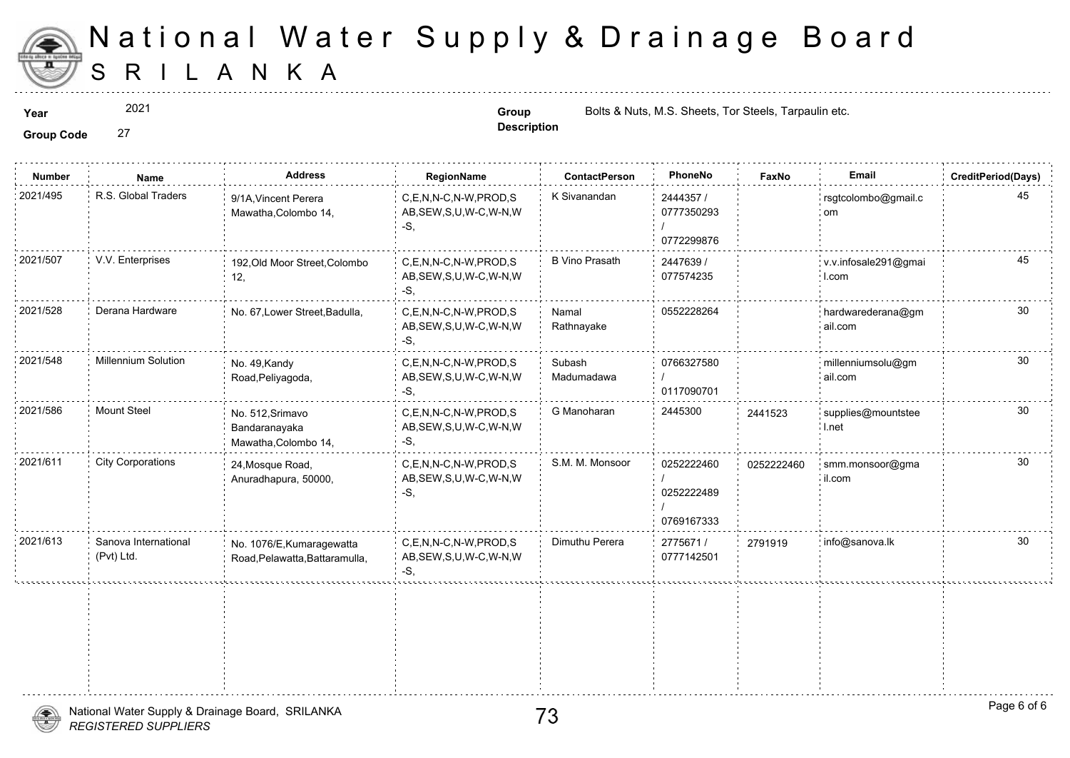# National Water Supply & Drainage Board
## SRILANKA

**Year** 2021

**Group Code** 27

**Group Description** Bolts & Nuts, M.S. Sheets, Tor Steels, Tarpaulin etc.

| Number | Name | Address | RegionName | ContactPerson | PhoneNo | FaxNo | Email | CreditPeriod(Days) |
|---|---|---|---|---|---|---|---|---|
| 2021/495 | R.S. Global Traders | 9/1A,Vincent Perera Mawatha,Colombo 14, | C,E,N,N-C,N-W,PROD,SAB,SEW,S,U,W-C,W-N,W-S, | K Sivanandan | 2444357 / 0777350293 / 0772299876 | | rsgtcolombo@gmail.com | 45 |
| 2021/507 | V.V. Enterprises | 192,Old Moor Street,Colombo 12, | C,E,N,N-C,N-W,PROD,SAB,SEW,S,U,W-C,W-N,W-S, | B Vino Prasath | 2447639 / 077574235 | | v.v.infosale291@gmail.com | 45 |
| 2021/528 | Derana Hardware | No. 67,Lower Street,Badulla, | C,E,N,N-C,N-W,PROD,SAB,SEW,S,U,W-C,W-N,W-S, | Namal Rathnayake | 0552228264 | | hardwarederana@gmail.com | 30 |
| 2021/548 | Millennium Solution | No. 49,Kandy Road,Peliyagoda, | C,E,N,N-C,N-W,PROD,SAB,SEW,S,U,W-C,W-N,W-S, | Subash Madumadawa | 0766327580 / 0117090701 | | millenniumsolu@gmail.com | 30 |
| 2021/586 | Mount Steel | No. 512,Srimavo Bandaranayaka Mawatha,Colombo 14, | C,E,N,N-C,N-W,PROD,SAB,SEW,S,U,W-C,W-N,W-S, | G Manoharan | 2445300 | 2441523 | supplies@mountsteel.net | 30 |
| 2021/611 | City Corporations | 24,Mosque Road, Anuradhapura, 50000, | C,E,N,N-C,N-W,PROD,SAB,SEW,S,U,W-C,W-N,W-S, | S.M. M. Monsoor | 0252222460 / 0252222489 / 0769167333 | 0252222460 | smm.monsoor@gmail.com | 30 |
| 2021/613 | Sanova International (Pvt) Ltd. | No. 1076/E,Kumaragewatta Road,Pelawatta,Battaramulla, | C,E,N,N-C,N-W,PROD,SAB,SEW,S,U,W-C,W-N,W-S, | Dimuthu Perera | 2775671 / 0777142501 | 2791919 | info@sanova.lk | 30 |

National Water Supply & Drainage Board, SRILANKA
*REGISTERED SUPPLIERS*